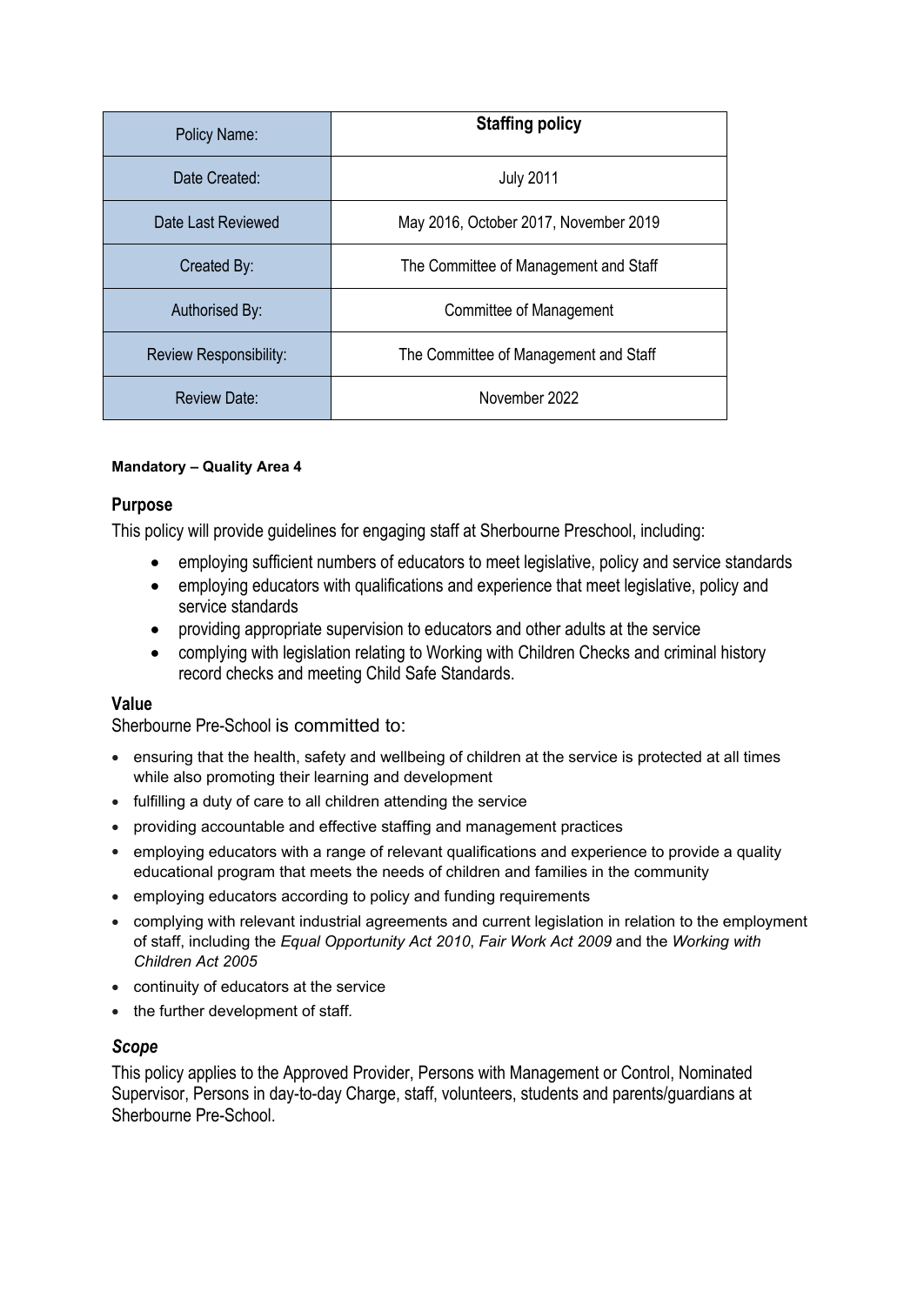| Policy Name: | **Staffing policy** |
|---|---|
| Date Created: | July 2011 |
| Date Last Reviewed | May 2016, October 2017, November 2019 |
| Created By: | The Committee of Management and Staff |
| Authorised By: | Committee of Management |
| Review Responsibility: | The Committee of Management and Staff |
| Review Date: | November 2022 |

**Mandatory – Quality Area 4**

## Purpose

This policy will provide guidelines for engaging staff at Sherbourne Preschool, including:

- employing sufficient numbers of educators to meet legislative, policy and service standards
- employing educators with qualifications and experience that meet legislative, policy and service standards
- providing appropriate supervision to educators and other adults at the service
- complying with legislation relating to Working with Children Checks and criminal history record checks and meeting Child Safe Standards.

## Value

Sherbourne Pre-School is committed to:

- ensuring that the health, safety and wellbeing of children at the service is protected at all times while also promoting their learning and development
- fulfilling a duty of care to all children attending the service
- providing accountable and effective staffing and management practices
- employing educators with a range of relevant qualifications and experience to provide a quality educational program that meets the needs of children and families in the community
- employing educators according to policy and funding requirements
- complying with relevant industrial agreements and current legislation in relation to the employment of staff, including the *Equal Opportunity Act 2010*, *Fair Work Act 2009* and the *Working with Children Act 2005*
- continuity of educators at the service
- the further development of staff.

## *Scope*

This policy applies to the Approved Provider, Persons with Management or Control, Nominated Supervisor, Persons in day-to-day Charge, staff, volunteers, students and parents/guardians at Sherbourne Pre-School.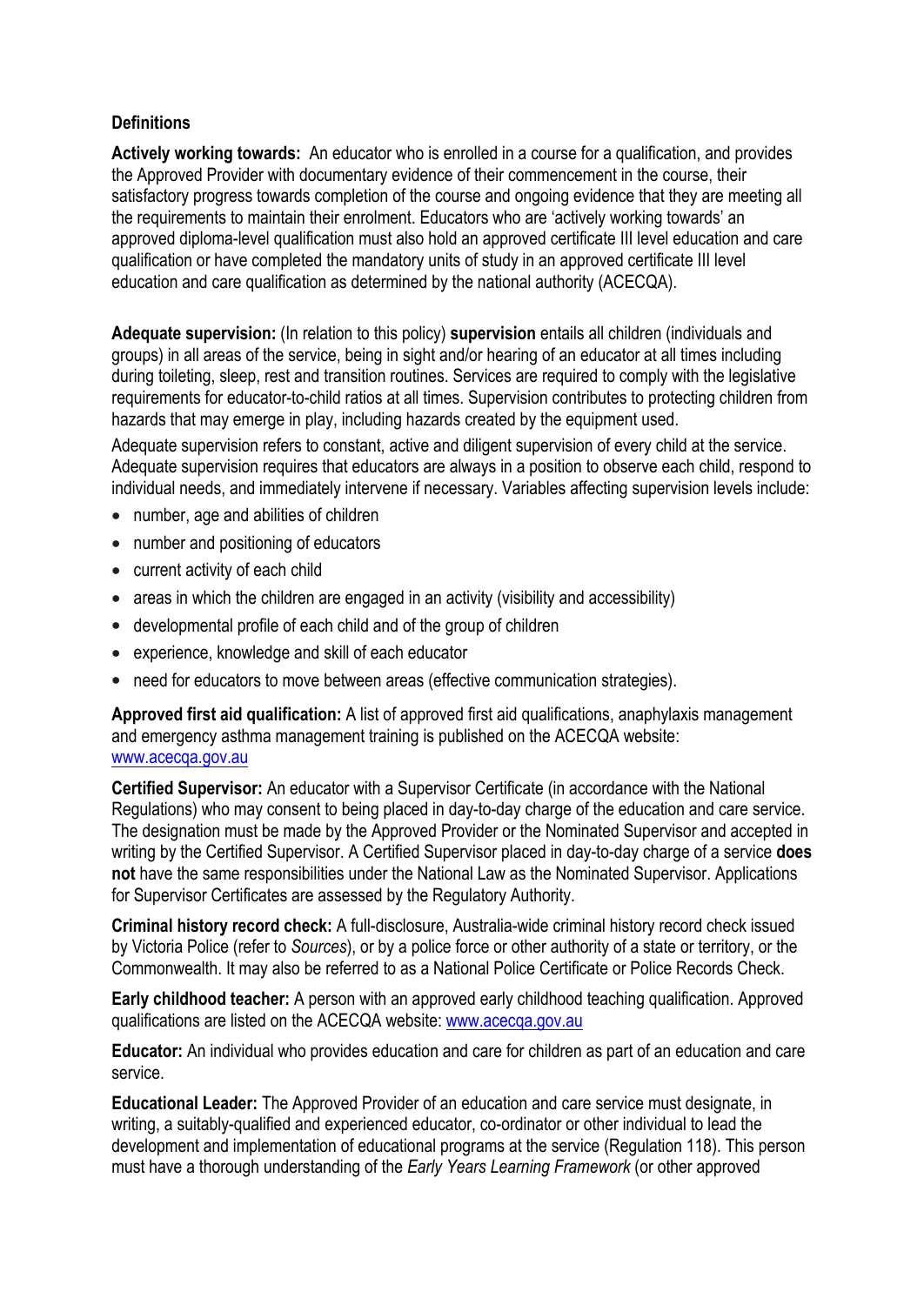**Definitions**

**Actively working towards:** An educator who is enrolled in a course for a qualification, and provides the Approved Provider with documentary evidence of their commencement in the course, their satisfactory progress towards completion of the course and ongoing evidence that they are meeting all the requirements to maintain their enrolment. Educators who are 'actively working towards' an approved diploma-level qualification must also hold an approved certificate III level education and care qualification or have completed the mandatory units of study in an approved certificate III level education and care qualification as determined by the national authority (ACECQA).

**Adequate supervision:** (In relation to this policy) **supervision** entails all children (individuals and groups) in all areas of the service, being in sight and/or hearing of an educator at all times including during toileting, sleep, rest and transition routines. Services are required to comply with the legislative requirements for educator-to-child ratios at all times. Supervision contributes to protecting children from hazards that may emerge in play, including hazards created by the equipment used.

Adequate supervision refers to constant, active and diligent supervision of every child at the service. Adequate supervision requires that educators are always in a position to observe each child, respond to individual needs, and immediately intervene if necessary. Variables affecting supervision levels include:

- number, age and abilities of children
- number and positioning of educators
- current activity of each child
- areas in which the children are engaged in an activity (visibility and accessibility)
- developmental profile of each child and of the group of children
- experience, knowledge and skill of each educator
- need for educators to move between areas (effective communication strategies).

**Approved first aid qualification:** A list of approved first aid qualifications, anaphylaxis management and emergency asthma management training is published on the ACECQA website: www.acecqa.gov.au

**Certified Supervisor:** An educator with a Supervisor Certificate (in accordance with the National Regulations) who may consent to being placed in day-to-day charge of the education and care service. The designation must be made by the Approved Provider or the Nominated Supervisor and accepted in writing by the Certified Supervisor. A Certified Supervisor placed in day-to-day charge of a service **does not** have the same responsibilities under the National Law as the Nominated Supervisor. Applications for Supervisor Certificates are assessed by the Regulatory Authority.

**Criminal history record check:** A full-disclosure, Australia-wide criminal history record check issued by Victoria Police (refer to *Sources*), or by a police force or other authority of a state or territory, or the Commonwealth. It may also be referred to as a National Police Certificate or Police Records Check.

**Early childhood teacher:** A person with an approved early childhood teaching qualification. Approved qualifications are listed on the ACECQA website: www.acecqa.gov.au

**Educator:** An individual who provides education and care for children as part of an education and care service.

**Educational Leader:** The Approved Provider of an education and care service must designate, in writing, a suitably-qualified and experienced educator, co-ordinator or other individual to lead the development and implementation of educational programs at the service (Regulation 118). This person must have a thorough understanding of the *Early Years Learning Framework* (or other approved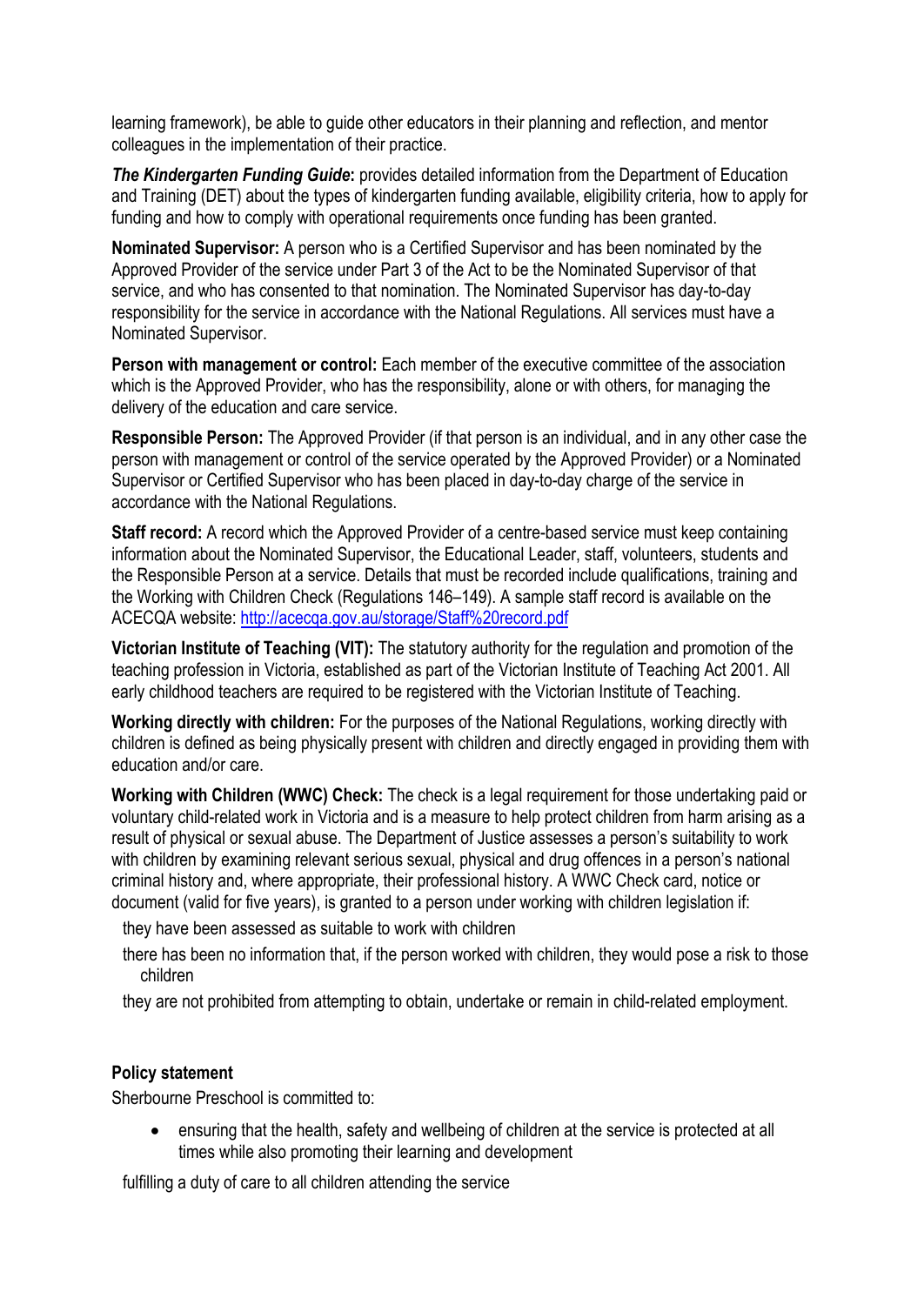learning framework), be able to guide other educators in their planning and reflection, and mentor colleagues in the implementation of their practice.

***The Kindergarten Funding Guide*:** provides detailed information from the Department of Education and Training (DET) about the types of kindergarten funding available, eligibility criteria, how to apply for funding and how to comply with operational requirements once funding has been granted.

**Nominated Supervisor:** A person who is a Certified Supervisor and has been nominated by the Approved Provider of the service under Part 3 of the Act to be the Nominated Supervisor of that service, and who has consented to that nomination. The Nominated Supervisor has day-to-day responsibility for the service in accordance with the National Regulations. All services must have a Nominated Supervisor.

**Person with management or control:** Each member of the executive committee of the association which is the Approved Provider, who has the responsibility, alone or with others, for managing the delivery of the education and care service.

**Responsible Person:** The Approved Provider (if that person is an individual, and in any other case the person with management or control of the service operated by the Approved Provider) or a Nominated Supervisor or Certified Supervisor who has been placed in day-to-day charge of the service in accordance with the National Regulations.

**Staff record:** A record which the Approved Provider of a centre-based service must keep containing information about the Nominated Supervisor, the Educational Leader, staff, volunteers, students and the Responsible Person at a service. Details that must be recorded include qualifications, training and the Working with Children Check (Regulations 146–149). A sample staff record is available on the ACECQA website: [http://acecqa.gov.au/storage/Staff%20record.pdf](http://acecqa.gov.au/storage/Staff%20record.pdf)

**Victorian Institute of Teaching (VIT):** The statutory authority for the regulation and promotion of the teaching profession in Victoria, established as part of the Victorian Institute of Teaching Act 2001. All early childhood teachers are required to be registered with the Victorian Institute of Teaching.

**Working directly with children:** For the purposes of the National Regulations, working directly with children is defined as being physically present with children and directly engaged in providing them with education and/or care.

**Working with Children (WWC) Check:** The check is a legal requirement for those undertaking paid or voluntary child-related work in Victoria and is a measure to help protect children from harm arising as a result of physical or sexual abuse. The Department of Justice assesses a person's suitability to work with children by examining relevant serious sexual, physical and drug offences in a person's national criminal history and, where appropriate, their professional history. A WWC Check card, notice or document (valid for five years), is granted to a person under working with children legislation if:

- they have been assessed as suitable to work with children
- there has been no information that, if the person worked with children, they would pose a risk to those children
- they are not prohibited from attempting to obtain, undertake or remain in child-related employment.

**Policy statement**

Sherbourne Preschool is committed to:

- ensuring that the health, safety and wellbeing of children at the service is protected at all times while also promoting their learning and development
- fulfilling a duty of care to all children attending the service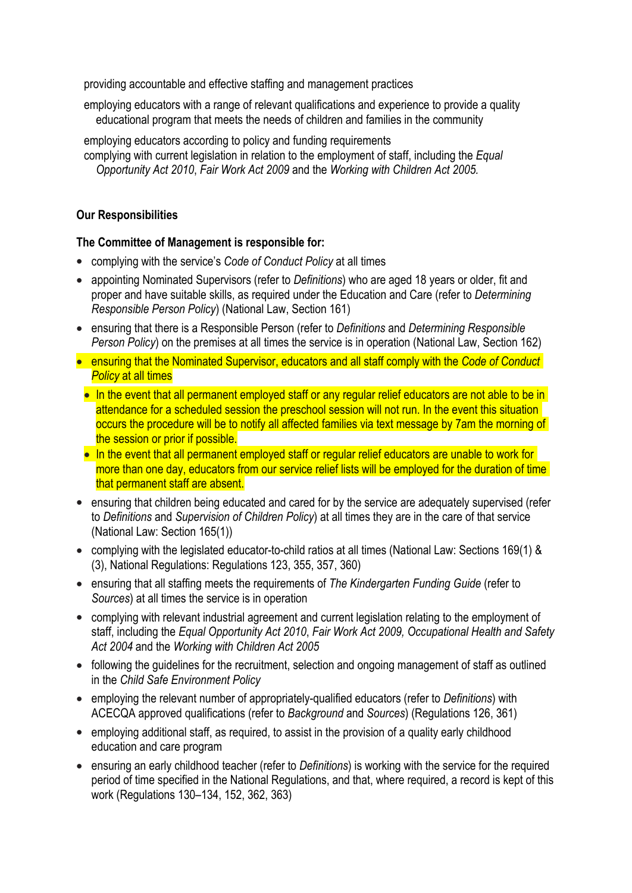providing accountable and effective staffing and management practices

employing educators with a range of relevant qualifications and experience to provide a quality educational program that meets the needs of children and families in the community

employing educators according to policy and funding requirements

complying with current legislation in relation to the employment of staff, including the *Equal Opportunity Act 2010*, *Fair Work Act 2009* and the *Working with Children Act 2005.*

**Our Responsibilities**

**The Committee of Management is responsible for:**

- complying with the service's *Code of Conduct Policy* at all times
- appointing Nominated Supervisors (refer to *Definitions*) who are aged 18 years or older, fit and proper and have suitable skills, as required under the Education and Care (refer to *Determining Responsible Person Policy*) (National Law, Section 161)
- ensuring that there is a Responsible Person (refer to *Definitions* and *Determining Responsible Person Policy*) on the premises at all times the service is in operation (National Law, Section 162)
- ensuring that the Nominated Supervisor, educators and all staff comply with the *Code of Conduct Policy* at all times
  - In the event that all permanent employed staff or any regular relief educators are not able to be in attendance for a scheduled session the preschool session will not run. In the event this situation occurs the procedure will be to notify all affected families via text message by 7am the morning of the session or prior if possible.
  - In the event that all permanent employed staff or regular relief educators are unable to work for more than one day, educators from our service relief lists will be employed for the duration of time that permanent staff are absent.
- ensuring that children being educated and cared for by the service are adequately supervised (refer to *Definitions* and *Supervision of Children Policy*) at all times they are in the care of that service (National Law: Section 165(1))
- complying with the legislated educator-to-child ratios at all times (National Law: Sections 169(1) & (3), National Regulations: Regulations 123, 355, 357, 360)
- ensuring that all staffing meets the requirements of *The Kindergarten Funding Guide* (refer to *Sources*) at all times the service is in operation
- complying with relevant industrial agreement and current legislation relating to the employment of staff, including the *Equal Opportunity Act 2010*, *Fair Work Act 2009, Occupational Health and Safety Act 2004* and the *Working with Children Act 2005*
- following the guidelines for the recruitment, selection and ongoing management of staff as outlined in the *Child Safe Environment Policy*
- employing the relevant number of appropriately-qualified educators (refer to *Definitions*) with ACECQA approved qualifications (refer to *Background* and *Sources*) (Regulations 126, 361)
- employing additional staff, as required, to assist in the provision of a quality early childhood education and care program
- ensuring an early childhood teacher (refer to *Definitions*) is working with the service for the required period of time specified in the National Regulations, and that, where required, a record is kept of this work (Regulations 130–134, 152, 362, 363)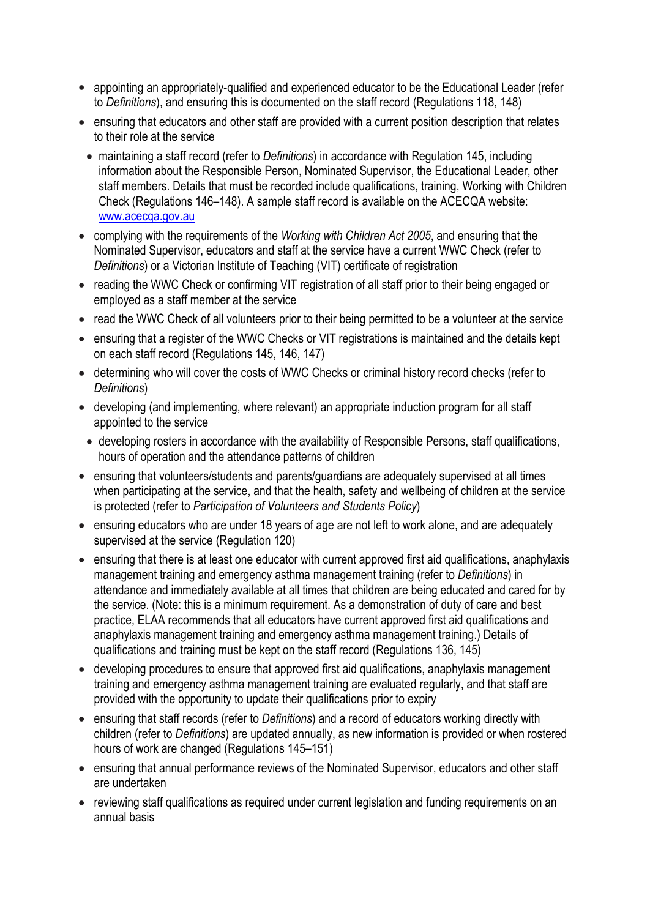- appointing an appropriately-qualified and experienced educator to be the Educational Leader (refer to *Definitions*), and ensuring this is documented on the staff record (Regulations 118, 148)
- ensuring that educators and other staff are provided with a current position description that relates to their role at the service
- maintaining a staff record (refer to *Definitions*) in accordance with Regulation 145, including information about the Responsible Person, Nominated Supervisor, the Educational Leader, other staff members. Details that must be recorded include qualifications, training, Working with Children Check (Regulations 146–148). A sample staff record is available on the ACECQA website: [www.acecqa.gov.au](http://www.acecqa.gov.au)
- complying with the requirements of the *Working with Children Act 2005*, and ensuring that the Nominated Supervisor, educators and staff at the service have a current WWC Check (refer to *Definitions*) or a Victorian Institute of Teaching (VIT) certificate of registration
- reading the WWC Check or confirming VIT registration of all staff prior to their being engaged or employed as a staff member at the service
- read the WWC Check of all volunteers prior to their being permitted to be a volunteer at the service
- ensuring that a register of the WWC Checks or VIT registrations is maintained and the details kept on each staff record (Regulations 145, 146, 147)
- determining who will cover the costs of WWC Checks or criminal history record checks (refer to *Definitions*)
- developing (and implementing, where relevant) an appropriate induction program for all staff appointed to the service
- developing rosters in accordance with the availability of Responsible Persons, staff qualifications, hours of operation and the attendance patterns of children
- ensuring that volunteers/students and parents/guardians are adequately supervised at all times when participating at the service, and that the health, safety and wellbeing of children at the service is protected (refer to *Participation of Volunteers and Students Policy*)
- ensuring educators who are under 18 years of age are not left to work alone, and are adequately supervised at the service (Regulation 120)
- ensuring that there is at least one educator with current approved first aid qualifications, anaphylaxis management training and emergency asthma management training (refer to *Definitions*) in attendance and immediately available at all times that children are being educated and cared for by the service. (Note: this is a minimum requirement. As a demonstration of duty of care and best practice, ELAA recommends that all educators have current approved first aid qualifications and anaphylaxis management training and emergency asthma management training.) Details of qualifications and training must be kept on the staff record (Regulations 136, 145)
- developing procedures to ensure that approved first aid qualifications, anaphylaxis management training and emergency asthma management training are evaluated regularly, and that staff are provided with the opportunity to update their qualifications prior to expiry
- ensuring that staff records (refer to *Definitions*) and a record of educators working directly with children (refer to *Definitions*) are updated annually, as new information is provided or when rostered hours of work are changed (Regulations 145–151)
- ensuring that annual performance reviews of the Nominated Supervisor, educators and other staff are undertaken
- reviewing staff qualifications as required under current legislation and funding requirements on an annual basis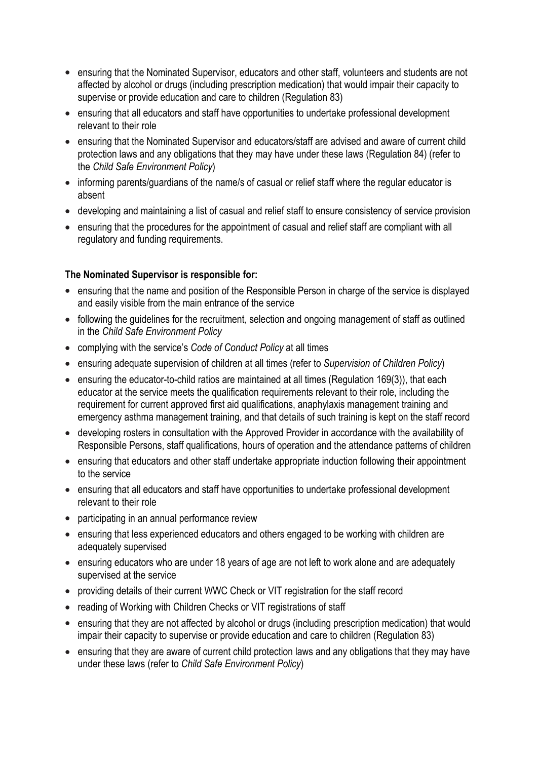- ensuring that the Nominated Supervisor, educators and other staff, volunteers and students are not affected by alcohol or drugs (including prescription medication) that would impair their capacity to supervise or provide education and care to children (Regulation 83)
- ensuring that all educators and staff have opportunities to undertake professional development relevant to their role
- ensuring that the Nominated Supervisor and educators/staff are advised and aware of current child protection laws and any obligations that they may have under these laws (Regulation 84) (refer to the *Child Safe Environment Policy*)
- informing parents/guardians of the name/s of casual or relief staff where the regular educator is absent
- developing and maintaining a list of casual and relief staff to ensure consistency of service provision
- ensuring that the procedures for the appointment of casual and relief staff are compliant with all regulatory and funding requirements.

**The Nominated Supervisor is responsible for:**

- ensuring that the name and position of the Responsible Person in charge of the service is displayed and easily visible from the main entrance of the service
- following the guidelines for the recruitment, selection and ongoing management of staff as outlined in the *Child Safe Environment Policy*
- complying with the service's *Code of Conduct Policy* at all times
- ensuring adequate supervision of children at all times (refer to *Supervision of Children Policy*)
- ensuring the educator-to-child ratios are maintained at all times (Regulation 169(3)), that each educator at the service meets the qualification requirements relevant to their role, including the requirement for current approved first aid qualifications, anaphylaxis management training and emergency asthma management training, and that details of such training is kept on the staff record
- developing rosters in consultation with the Approved Provider in accordance with the availability of Responsible Persons, staff qualifications, hours of operation and the attendance patterns of children
- ensuring that educators and other staff undertake appropriate induction following their appointment to the service
- ensuring that all educators and staff have opportunities to undertake professional development relevant to their role
- participating in an annual performance review
- ensuring that less experienced educators and others engaged to be working with children are adequately supervised
- ensuring educators who are under 18 years of age are not left to work alone and are adequately supervised at the service
- providing details of their current WWC Check or VIT registration for the staff record
- reading of Working with Children Checks or VIT registrations of staff
- ensuring that they are not affected by alcohol or drugs (including prescription medication) that would impair their capacity to supervise or provide education and care to children (Regulation 83)
- ensuring that they are aware of current child protection laws and any obligations that they may have under these laws (refer to *Child Safe Environment Policy*)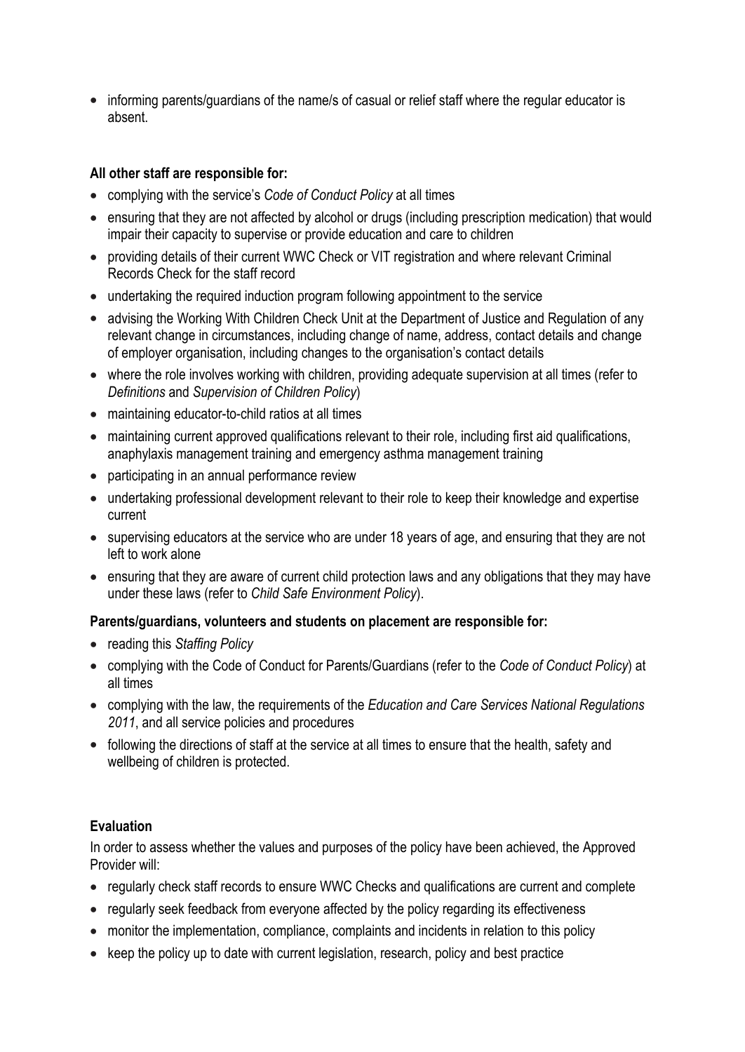- informing parents/guardians of the name/s of casual or relief staff where the regular educator is absent.

**All other staff are responsible for:**

- complying with the service's *Code of Conduct Policy* at all times
- ensuring that they are not affected by alcohol or drugs (including prescription medication) that would impair their capacity to supervise or provide education and care to children
- providing details of their current WWC Check or VIT registration and where relevant Criminal Records Check for the staff record
- undertaking the required induction program following appointment to the service
- advising the Working With Children Check Unit at the Department of Justice and Regulation of any relevant change in circumstances, including change of name, address, contact details and change of employer organisation, including changes to the organisation's contact details
- where the role involves working with children, providing adequate supervision at all times (refer to *Definitions* and *Supervision of Children Policy*)
- maintaining educator-to-child ratios at all times
- maintaining current approved qualifications relevant to their role, including first aid qualifications, anaphylaxis management training and emergency asthma management training
- participating in an annual performance review
- undertaking professional development relevant to their role to keep their knowledge and expertise current
- supervising educators at the service who are under 18 years of age, and ensuring that they are not left to work alone
- ensuring that they are aware of current child protection laws and any obligations that they may have under these laws (refer to *Child Safe Environment Policy*).

**Parents/guardians, volunteers and students on placement are responsible for:**

- reading this *Staffing Policy*
- complying with the Code of Conduct for Parents/Guardians (refer to the *Code of Conduct Policy*) at all times
- complying with the law, the requirements of the *Education and Care Services National Regulations 2011*, and all service policies and procedures
- following the directions of staff at the service at all times to ensure that the health, safety and wellbeing of children is protected.

**Evaluation**

In order to assess whether the values and purposes of the policy have been achieved, the Approved Provider will:

- regularly check staff records to ensure WWC Checks and qualifications are current and complete
- regularly seek feedback from everyone affected by the policy regarding its effectiveness
- monitor the implementation, compliance, complaints and incidents in relation to this policy
- keep the policy up to date with current legislation, research, policy and best practice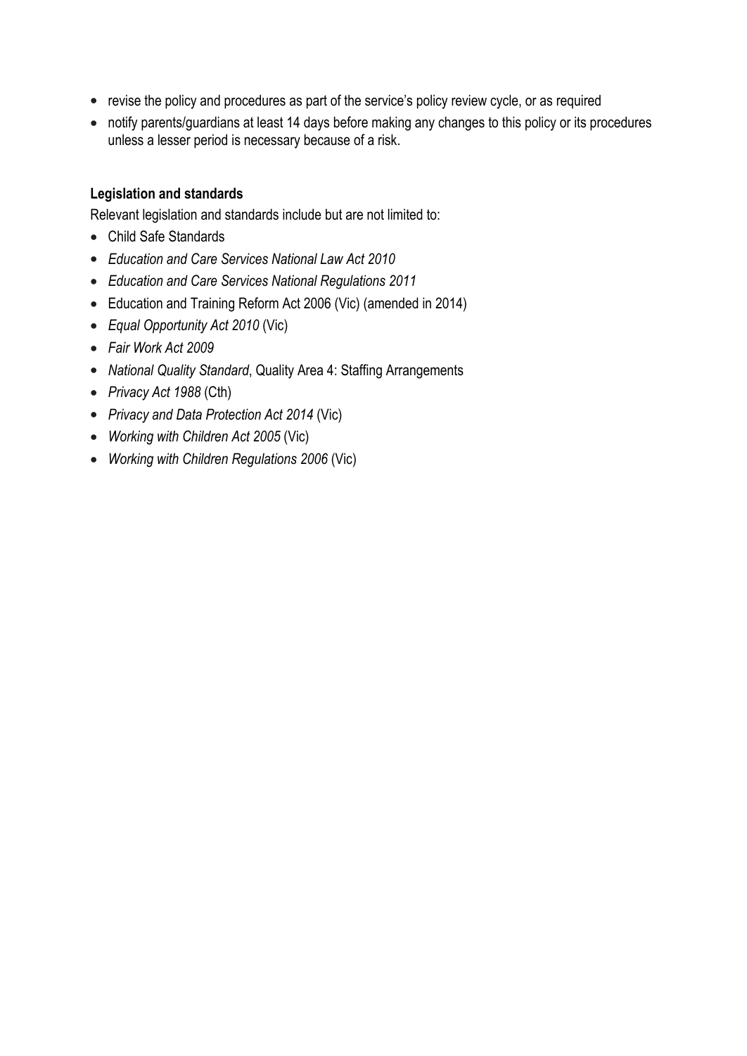- revise the policy and procedures as part of the service's policy review cycle, or as required
- notify parents/guardians at least 14 days before making any changes to this policy or its procedures unless a lesser period is necessary because of a risk.

**Legislation and standards**

Relevant legislation and standards include but are not limited to:

- Child Safe Standards
- *Education and Care Services National Law Act 2010*
- *Education and Care Services National Regulations 2011*
- Education and Training Reform Act 2006 (Vic) (amended in 2014)
- *Equal Opportunity Act 2010* (Vic)
- *Fair Work Act 2009*
- *National Quality Standard*, Quality Area 4: Staffing Arrangements
- *Privacy Act 1988* (Cth)
- *Privacy and Data Protection Act 2014* (Vic)
- *Working with Children Act 2005* (Vic)
- *Working with Children Regulations 2006* (Vic)